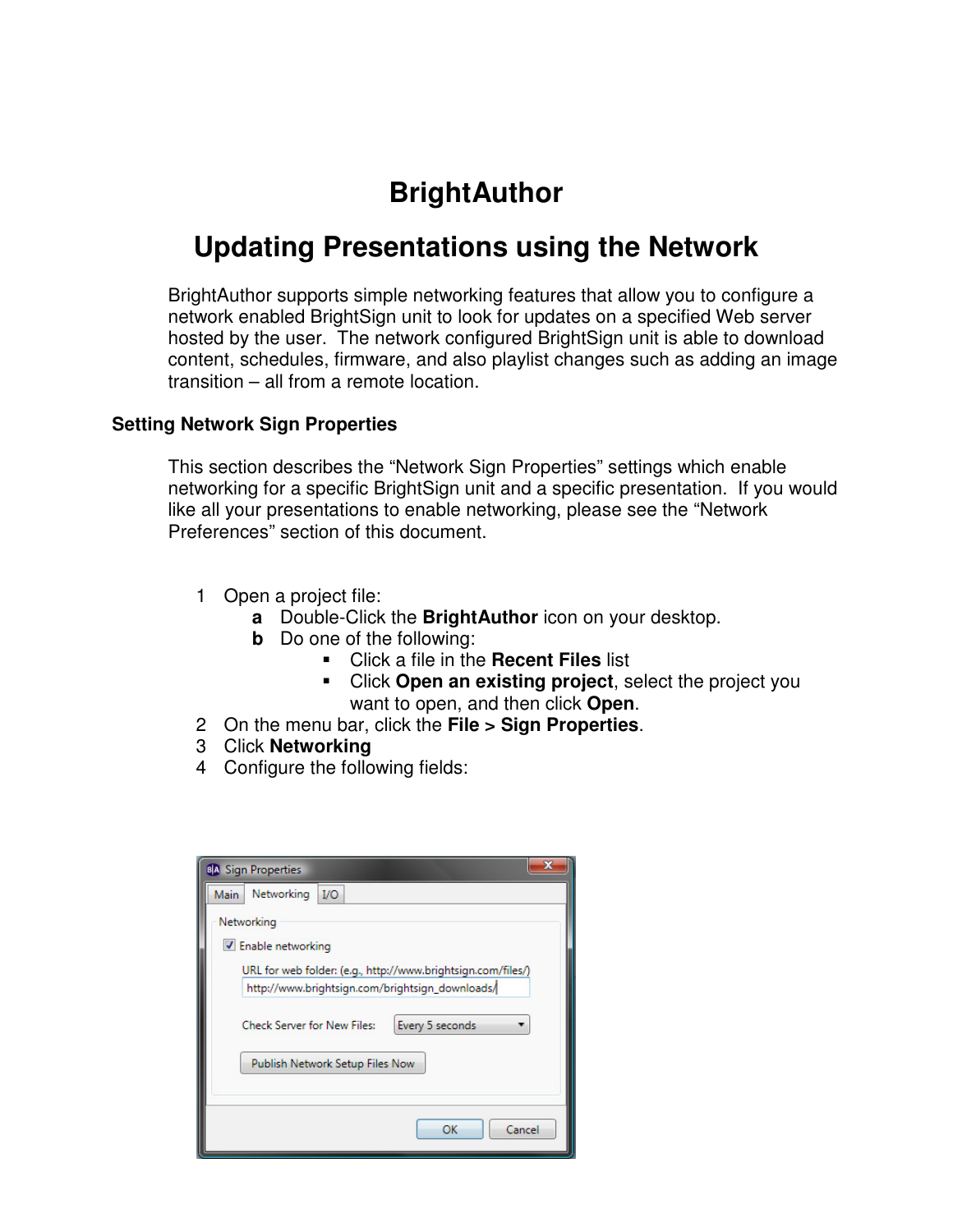# BrightAuthor

# Updating Presentations using the Network

BrightAuthor supports simple networking features that allow you to configure a network enabled BrightSign unit to look for updates on a specified Web server hosted by the user. The network configured BrightSign unit is able to download content, schedules, firmware, and also playlist changes such as adding an image transition – all from a remote location.

### Setting Network Sign Properties

This section describes the "Network Sign Properties" settings which enable networking for a specific BrightSign unit and a specific presentation. If you would like all your presentations to enable networking, please see the "Network Preferences" section of this document.

1. Open a project file:
   - **a** Double-Click the **BrightAuthor** icon on your desktop.
   - **b** Do one of the following:
     - Click a file in the **Recent Files** list
     - Click **Open an existing project**, select the project you want to open, and then click **Open**.
2. On the menu bar, click the **File > Sign Properties**.
3. Click **Networking**
4. Configure the following fields:

Sign Properties

Main | Networking | I/O

Networking

Enable networking

URL for web folder: (e.g., http://www.brightsign.com/files/)

http://www.brightsign.com/brightsign_downloads/

Check Server for New Files: Every 5 seconds

Publish Network Setup Files Now

OK | Cancel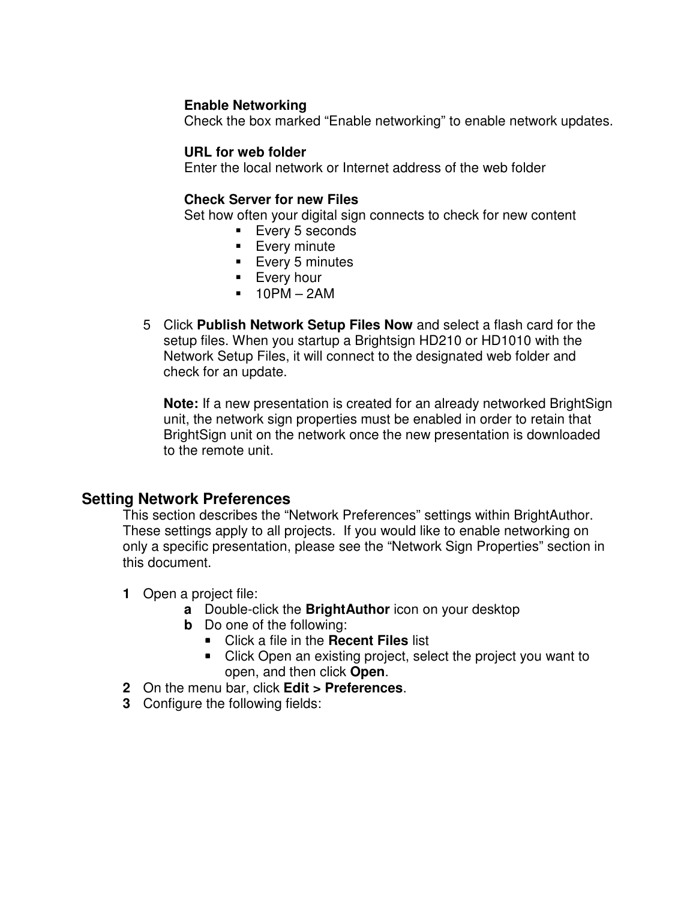**Enable Networking**
Check the box marked “Enable networking” to enable network updates.

**URL for web folder**
Enter the local network or Internet address of the web folder

**Check Server for new Files**
Set how often your digital sign connects to check for new content

- Every 5 seconds
- Every minute
- Every 5 minutes
- Every hour
- 10PM – 2AM

5 Click **Publish Network Setup Files Now** and select a flash card for the setup files. When you startup a Brightsign HD210 or HD1010 with the Network Setup Files, it will connect to the designated web folder and check for an update.

**Note:** If a new presentation is created for an already networked BrightSign unit, the network sign properties must be enabled in order to retain that BrightSign unit on the network once the new presentation is downloaded to the remote unit.

## Setting Network Preferences

This section describes the “Network Preferences” settings within BrightAuthor. These settings apply to all projects. If you would like to enable networking on only a specific presentation, please see the “Network Sign Properties” section in this document.

**1** Open a project file:
- **a** Double-click the **BrightAuthor** icon on your desktop
- **b** Do one of the following:
  - Click a file in the **Recent Files** list
  - Click Open an existing project, select the project you want to open, and then click **Open**.

**2** On the menu bar, click **Edit > Preferences**.

**3** Configure the following fields: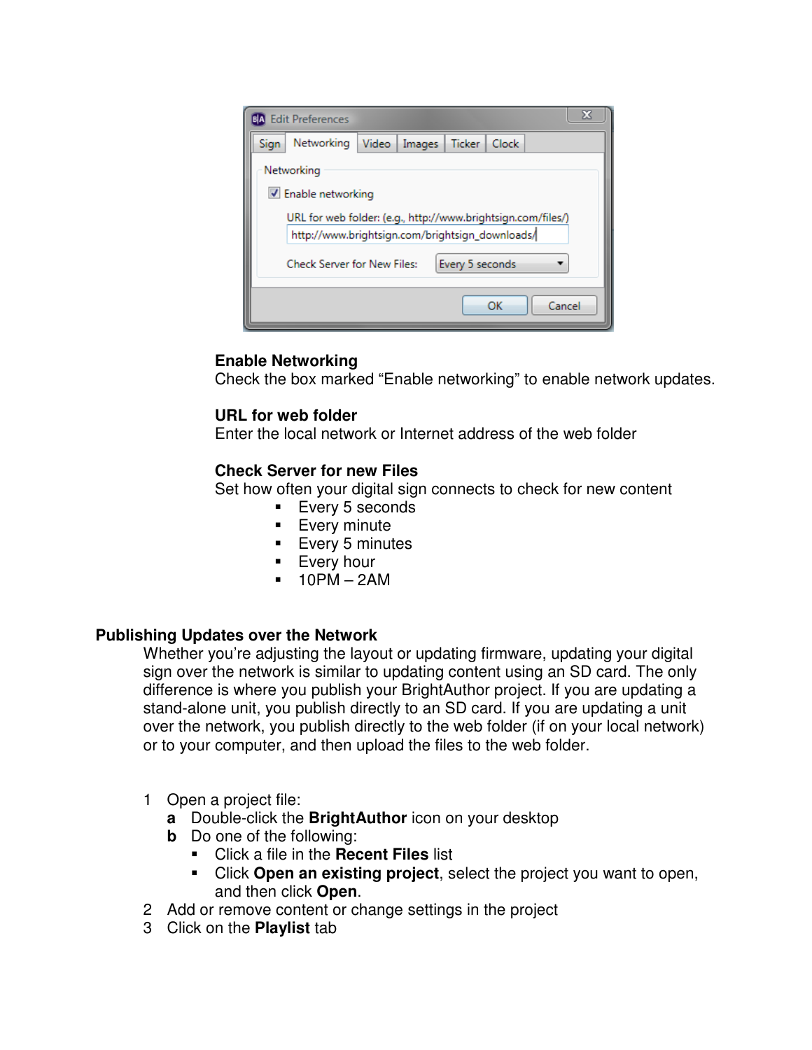**Enable Networking**
Check the box marked "Enable networking" to enable network updates.

**URL for web folder**
Enter the local network or Internet address of the web folder

**Check Server for new Files**
Set how often your digital sign connects to check for new content

- Every 5 seconds
- Every minute
- Every 5 minutes
- Every hour
- 10PM – 2AM

### Publishing Updates over the Network

Whether you're adjusting the layout or updating firmware, updating your digital sign over the network is similar to updating content using an SD card. The only difference is where you publish your BrightAuthor project. If you are updating a stand-alone unit, you publish directly to an SD card. If you are updating a unit over the network, you publish directly to the web folder (if on your local network) or to your computer, and then upload the files to the web folder.

1. Open a project file:
   - **a** Double-click the **BrightAuthor** icon on your desktop
   - **b** Do one of the following:
     - Click a file in the **Recent Files** list
     - Click **Open an existing project**, select the project you want to open, and then click **Open**.
2. Add or remove content or change settings in the project
3. Click on the **Playlist** tab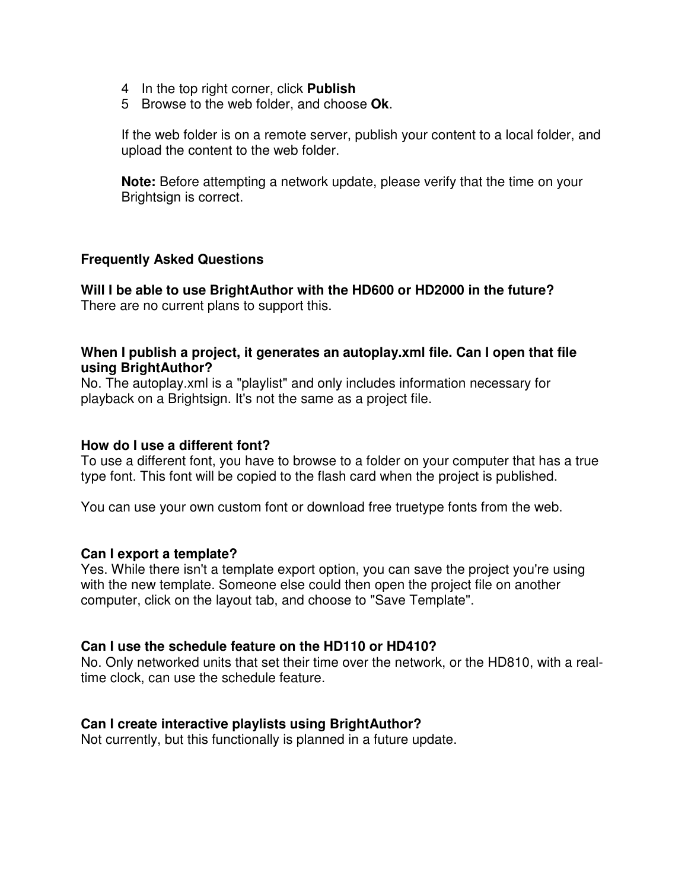4. In the top right corner, click **Publish**
5. Browse to the web folder, and choose **Ok**.

   If the web folder is on a remote server, publish your content to a local folder, and upload the content to the web folder.

   **Note:** Before attempting a network update, please verify that the time on your Brightsign is correct.

## Frequently Asked Questions

**Will I be able to use BrightAuthor with the HD600 or HD2000 in the future?**
There are no current plans to support this.

**When I publish a project, it generates an autoplay.xml file. Can I open that file using BrightAuthor?**
No. The autoplay.xml is a "playlist" and only includes information necessary for playback on a Brightsign. It's not the same as a project file.

**How do I use a different font?**
To use a different font, you have to browse to a folder on your computer that has a true type font. This font will be copied to the flash card when the project is published.

You can use your own custom font or download free truetype fonts from the web.

**Can I export a template?**
Yes. While there isn't a template export option, you can save the project you're using with the new template. Someone else could then open the project file on another computer, click on the layout tab, and choose to "Save Template".

**Can I use the schedule feature on the HD110 or HD410?**
No. Only networked units that set their time over the network, or the HD810, with a real-time clock, can use the schedule feature.

**Can I create interactive playlists using BrightAuthor?**
Not currently, but this functionally is planned in a future update.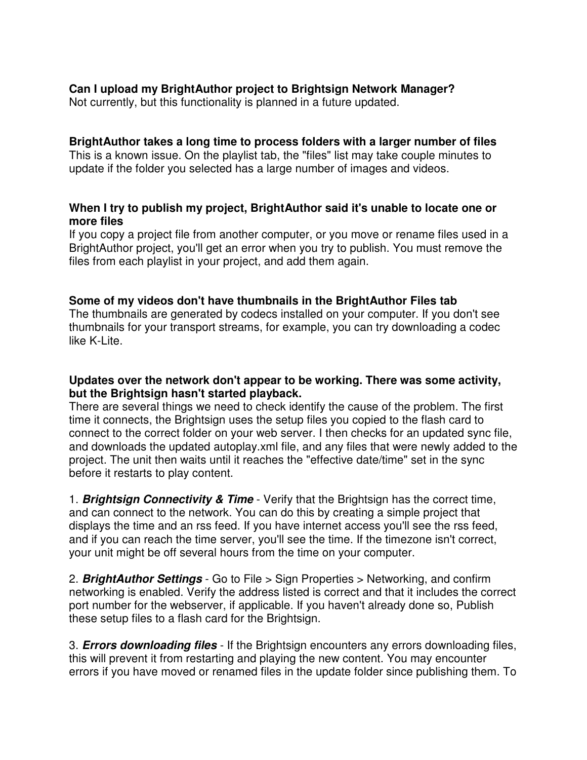**Can I upload my BrightAuthor project to Brightsign Network Manager?**
Not currently, but this functionality is planned in a future updated.

**BrightAuthor takes a long time to process folders with a larger number of files**
This is a known issue. On the playlist tab, the "files" list may take couple minutes to update if the folder you selected has a large number of images and videos.

**When I try to publish my project, BrightAuthor said it's unable to locate one or more files**
If you copy a project file from another computer, or you move or rename files used in a BrightAuthor project, you'll get an error when you try to publish. You must remove the files from each playlist in your project, and add them again.

**Some of my videos don't have thumbnails in the BrightAuthor Files tab**
The thumbnails are generated by codecs installed on your computer. If you don't see thumbnails for your transport streams, for example, you can try downloading a codec like K-Lite.

**Updates over the network don't appear to be working. There was some activity, but the Brightsign hasn't started playback.**
There are several things we need to check identify the cause of the problem. The first time it connects, the Brightsign uses the setup files you copied to the flash card to connect to the correct folder on your web server. I then checks for an updated sync file, and downloads the updated autoplay.xml file, and any files that were newly added to the project. The unit then waits until it reaches the "effective date/time" set in the sync before it restarts to play content.

1. ***Brightsign Connectivity & Time*** - Verify that the Brightsign has the correct time, and can connect to the network. You can do this by creating a simple project that displays the time and an rss feed. If you have internet access you'll see the rss feed, and if you can reach the time server, you'll see the time. If the timezone isn't correct, your unit might be off several hours from the time on your computer.

2. ***BrightAuthor Settings*** - Go to File > Sign Properties > Networking, and confirm networking is enabled. Verify the address listed is correct and that it includes the correct port number for the webserver, if applicable. If you haven't already done so, Publish these setup files to a flash card for the Brightsign.

3. ***Errors downloading files*** - If the Brightsign encounters any errors downloading files, this will prevent it from restarting and playing the new content. You may encounter errors if you have moved or renamed files in the update folder since publishing them. To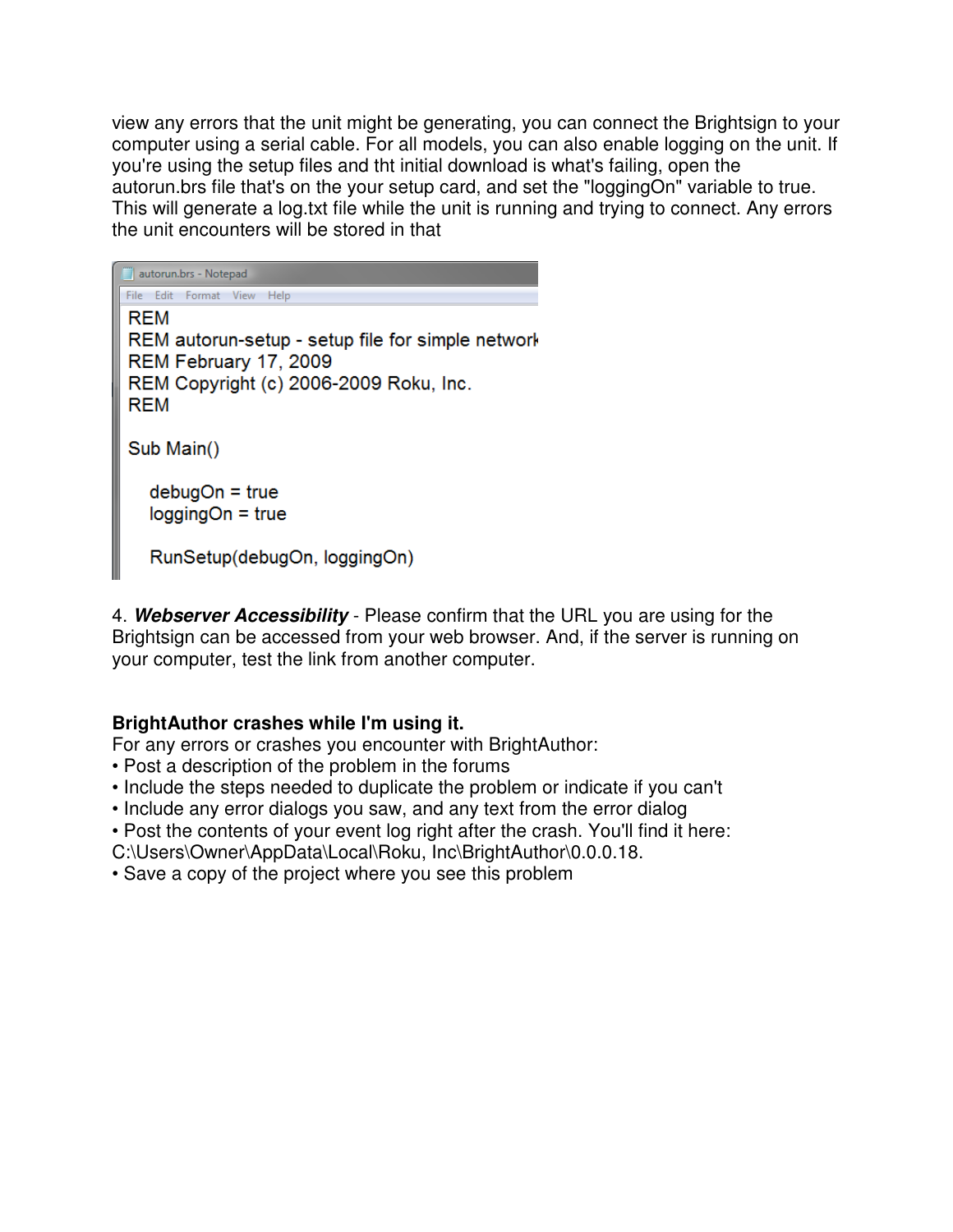view any errors that the unit might be generating, you can connect the Brightsign to your computer using a serial cable. For all models, you can also enable logging on the unit. If you're using the setup files and tht initial download is what's failing, open the autorun.brs file that's on the your setup card, and set the "loggingOn" variable to true. This will generate a log.txt file while the unit is running and trying to connect. Any errors the unit encounters will be stored in that

```
autorun.brs - Notepad
File  Edit  Format  View  Help
REM
REM autorun-setup - setup file for simple network
REM February 17, 2009
REM Copyright (c) 2006-2009 Roku, Inc.
REM

Sub Main()

    debugOn = true
    loggingOn = true

    RunSetup(debugOn, loggingOn)
```

4. ***Webserver Accessibility*** - Please confirm that the URL you are using for the Brightsign can be accessed from your web browser. And, if the server is running on your computer, test the link from another computer.

**BrightAuthor crashes while I'm using it.**

For any errors or crashes you encounter with BrightAuthor:

- Post a description of the problem in the forums
- Include the steps needed to duplicate the problem or indicate if you can't
- Include any error dialogs you saw, and any text from the error dialog
- Post the contents of your event log right after the crash. You'll find it here: C:\Users\Owner\AppData\Local\Roku, Inc\BrightAuthor\0.0.0.18.
- Save a copy of the project where you see this problem